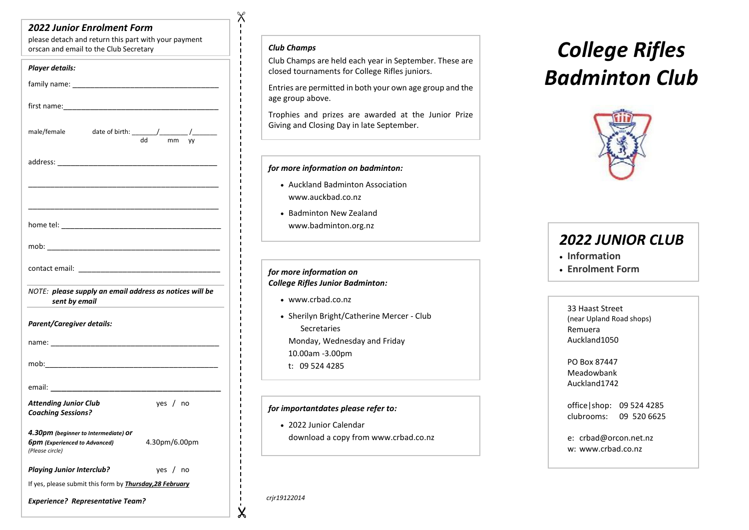## *2022 Junior Enrolment Form*

please detach and return this part with your payment orscan and email to the Club Secretary

***Player details:***

family name: ___________________________________

first name:_____________________________________

male/female date of birth: ______/_______/______
dd mm yy

address: _______________________________________

_______________________________________________

_______________________________________________

home tel: _______________________________________

mob: __________________________________________

contact email: ___________________________________

*NOTE:* ***please supply an email address as notices will be sent by email***

***Parent/Caregiver details:***

name: _________________________________________

mob:__________________________________________

email: _________________________________________

***Attending Junior Club Coaching Sessions?*** yes / no

***4.30pm** **(beginner to Intermediate)** **or** **6pm** **(Experienced to Advanced)*** *(Please circle)* 4.30pm/6.00pm

***Playing Junior Interclub?*** yes / no

If yes, please submit this form by ***Thursday,28 February***

***Experience? Representative Team?***

### *Club Champs*

Club Champs are held each year in September. These are closed tournaments for College Rifles juniors.

Entries are permitted in both your own age group and the age group above.

Trophies and prizes are awarded at the Junior Prize Giving and Closing Day in late September.

### *for more information on badminton:*

- Auckland Badminton Association
  www.auckbad.co.nz
- Badminton New Zealand
  www.badminton.org.nz

### *for more information on College Rifles Junior Badminton:*

- www.crbad.co.nz
- Sherilyn Bright/Catherine Mercer - Club Secretaries
  Monday, Wednesday and Friday
  10.00am -3.00pm
  t: 09 524 4285

### *for importantdates please refer to:*

- 2022 Junior Calendar
  download a copy from www.crbad.co.nz

*crjr19122014*

# *College Rifles Badminton Club*

## *2022 JUNIOR CLUB*

- **Information**
- **Enrolment Form**

33 Haast Street
(near Upland Road shops)
Remuera
Auckland1050

PO Box 87447
Meadowbank
Auckland1742

office|shop: 09 524 4285
clubrooms: 09 520 6625

e: crbad@orcon.net.nz
w: www.crbad.co.nz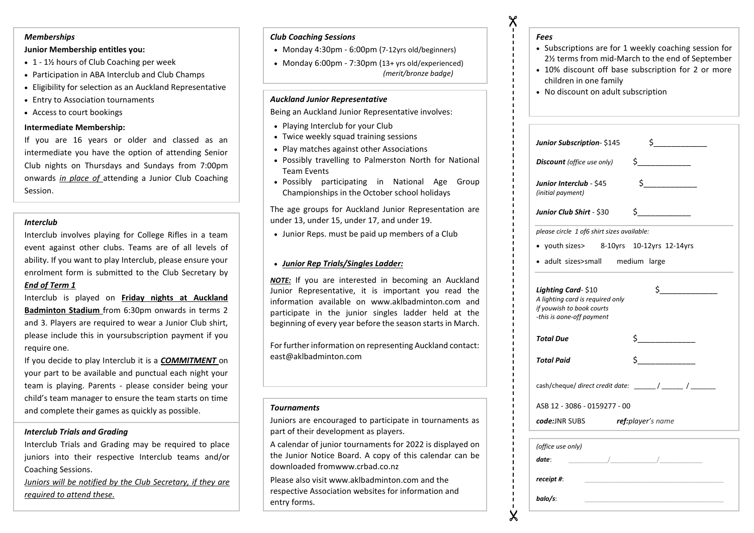*Memberships*

**Junior Membership entitles you:**

- 1 - 1½ hours of Club Coaching per week
- Participation in ABA Interclub and Club Champs
- Eligibility for selection as an Auckland Representative
- Entry to Association tournaments
- Access to court bookings

**Intermediate Membership:**

If you are 16 years or older and classed as an intermediate you have the option of attending Senior Club nights on Thursdays and Sundays from 7:00pm onwards *in place of* attending a Junior Club Coaching Session.

*Interclub*

Interclub involves playing for College Rifles in a team event against other clubs. Teams are of all levels of ability. If you want to play Interclub, please ensure your enrolment form is submitted to the Club Secretary by ***End of Term 1***

Interclub is played on **Friday nights at Auckland Badminton Stadium** from 6:30pm onwards in terms 2 and 3. Players are required to wear a Junior Club shirt, please include this in yoursubscription payment if you require one.

If you decide to play Interclub it is a ***COMMITMENT*** on your part to be available and punctual each night your team is playing. Parents - please consider being your child's team manager to ensure the team starts on time and complete their games as quickly as possible.

*Interclub Trials and Grading*

Interclub Trials and Grading may be required to place juniors into their respective Interclub teams and/or Coaching Sessions.

*Juniors will be notified by the Club Secretary, if they are required to attend these.*

*Club Coaching Sessions*

- Monday 4:30pm - 6:00pm (7-12yrs old/beginners)
- Monday 6:00pm - 7:30pm (13+ yrs old/experienced) *(merit/bronze badge)*

*Auckland Junior Representative*

Being an Auckland Junior Representative involves:

- Playing Interclub for your Club
- Twice weekly squad training sessions
- Play matches against other Associations
- Possibly travelling to Palmerston North for National Team Events
- Possibly participating in National Age Group Championships in the October school holidays

The age groups for Auckland Junior Representation are under 13, under 15, under 17, and under 19.

- Junior Reps. must be paid up members of a Club

- ***Junior Rep Trials/Singles Ladder:***

***NOTE:*** If you are interested in becoming an Auckland Junior Representative, it is important you read the information available on www.aklbadminton.com and participate in the junior singles ladder held at the beginning of every year before the season starts in March.

For further information on representing Auckland contact: east@aklbadminton.com

*Tournaments*

Juniors are encouraged to participate in tournaments as part of their development as players.

A calendar of junior tournaments for 2022 is displayed on the Junior Notice Board. A copy of this calendar can be downloaded fromwww.crbad.co.nz

Please also visit www.aklbadminton.com and the respective Association websites for information and entry forms.

*Fees*

- Subscriptions are for 1 weekly coaching session for 2½ terms from mid-March to the end of September
- 10% discount off base subscription for 2 or more children in one family
- No discount on adult subscription

***Junior Subscription***- $145 $____________

***Discount*** *(office use only)* $____________

***Junior Interclub*** - $45 *(initial payment)* $____________

***Junior Club Shirt*** - $30 $____________

*please circle 1 of6 shirt sizes available:*

- youth sizes> 8-10yrs 10-12yrs 12-14yrs
- adult sizes>small medium large

***Lighting Card***- $10 $____________
*A lighting card is required only if youwish to book courts -this is aone-off payment*

***Total Due*** $____________

***Total Paid*** $____________

cash/cheque/ *direct credit date:* ______ / ______ / ______

ASB 12 - 3086 - 0159277 - 00

***code:***JNR SUBS ***ref:****player's name*

*(office use only)*

***date***: ________/________/________

***receipt #***: ____________________

***balo/s***: ____________________